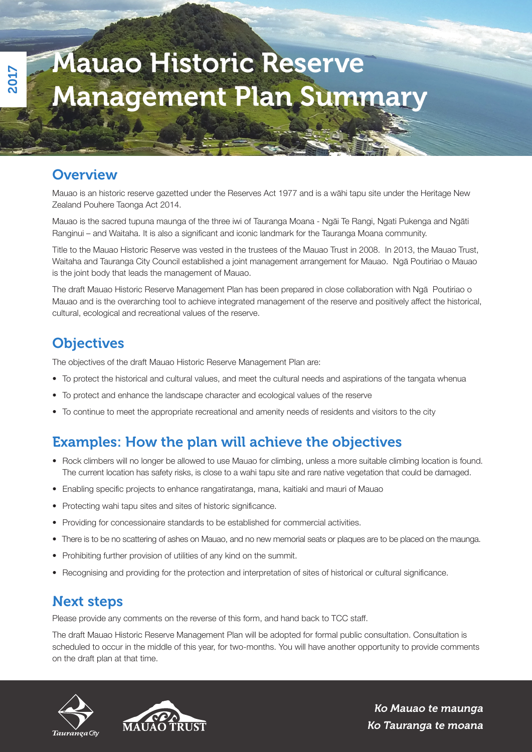# Mauao Historic Reserve Management Plan Summary

2017

## Overview

Mauao is an historic reserve gazetted under the Reserves Act 1977 and is a wāhi tapu site under the Heritage New Zealand Pouhere Taonga Act 2014.

Mauao is the sacred tupuna maunga of the three iwi of Tauranga Moana - Ngāi Te Rangi, Ngati Pukenga and Ngāti Ranginui – and Waitaha. It is also a significant and iconic landmark for the Tauranga Moana community.

Title to the Mauao Historic Reserve was vested in the trustees of the Mauao Trust in 2008. In 2013, the Mauao Trust, Waitaha and Tauranga City Council established a joint management arrangement for Mauao. Ngā Poutiriao o Mauao is the joint body that leads the management of Mauao.

The draft Mauao Historic Reserve Management Plan has been prepared in close collaboration with Ngā Poutiriao o Mauao and is the overarching tool to achieve integrated management of the reserve and positively affect the historical, cultural, ecological and recreational values of the reserve.

## Objectives

The objectives of the draft Mauao Historic Reserve Management Plan are:

- To protect the historical and cultural values, and meet the cultural needs and aspirations of the tangata whenua
- To protect and enhance the landscape character and ecological values of the reserve
- To continue to meet the appropriate recreational and amenity needs of residents and visitors to the city

## Examples: How the plan will achieve the objectives

- Rock climbers will no longer be allowed to use Mauao for climbing, unless a more suitable climbing location is found. The current location has safety risks, is close to a wahi tapu site and rare native vegetation that could be damaged.
- Enabling specific projects to enhance rangatiratanga, mana, kaitiaki and mauri of Mauao
- Protecting wahi tapu sites and sites of historic significance.
- Providing for concessionaire standards to be established for commercial activities.
- There is to be no scattering of ashes on Mauao, and no new memorial seats or plaques are to be placed on the maunga.
- Prohibiting further provision of utilities of any kind on the summit.
- Recognising and providing for the protection and interpretation of sites of historical or cultural significance.

## Next steps

Please provide any comments on the reverse of this form, and hand back to TCC staff.

The draft Mauao Historic Reserve Management Plan will be adopted for formal public consultation. Consultation is scheduled to occur in the middle of this year, for two-months. You will have another opportunity to provide comments on the draft plan at that time.

Tauranga City

MAUAO TRUST

*Ko Mauao te maunga*
*Ko Tauranga te moana*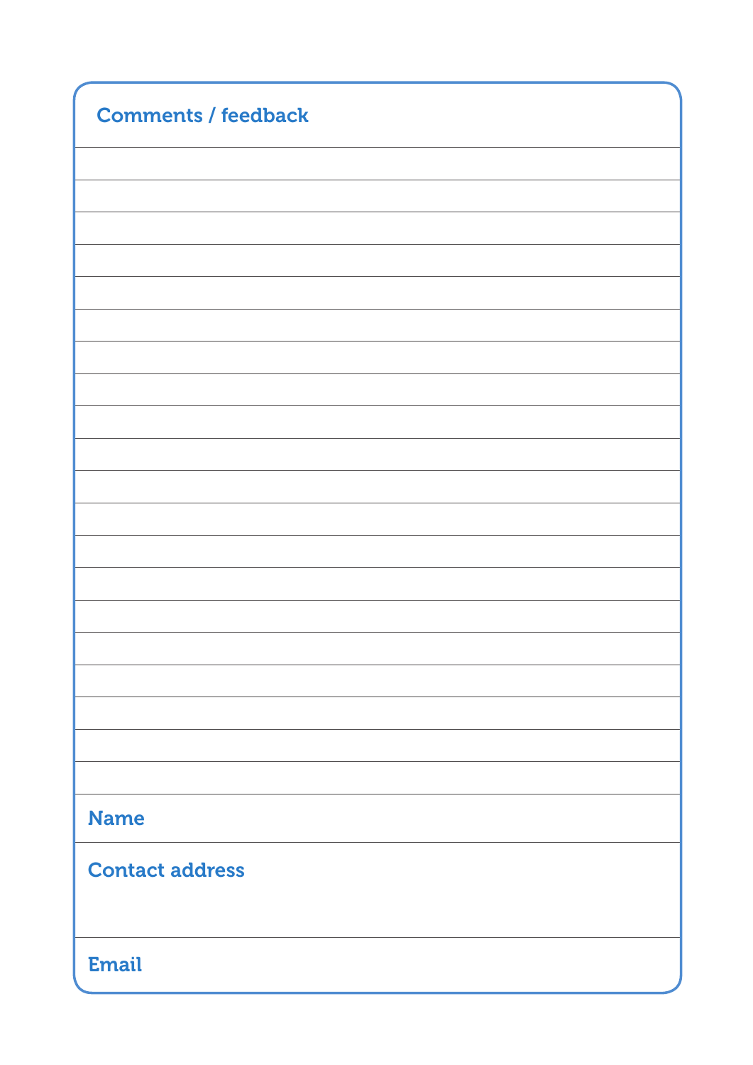**Comments / feedback**

**Name**

**Contact address**

**Email**